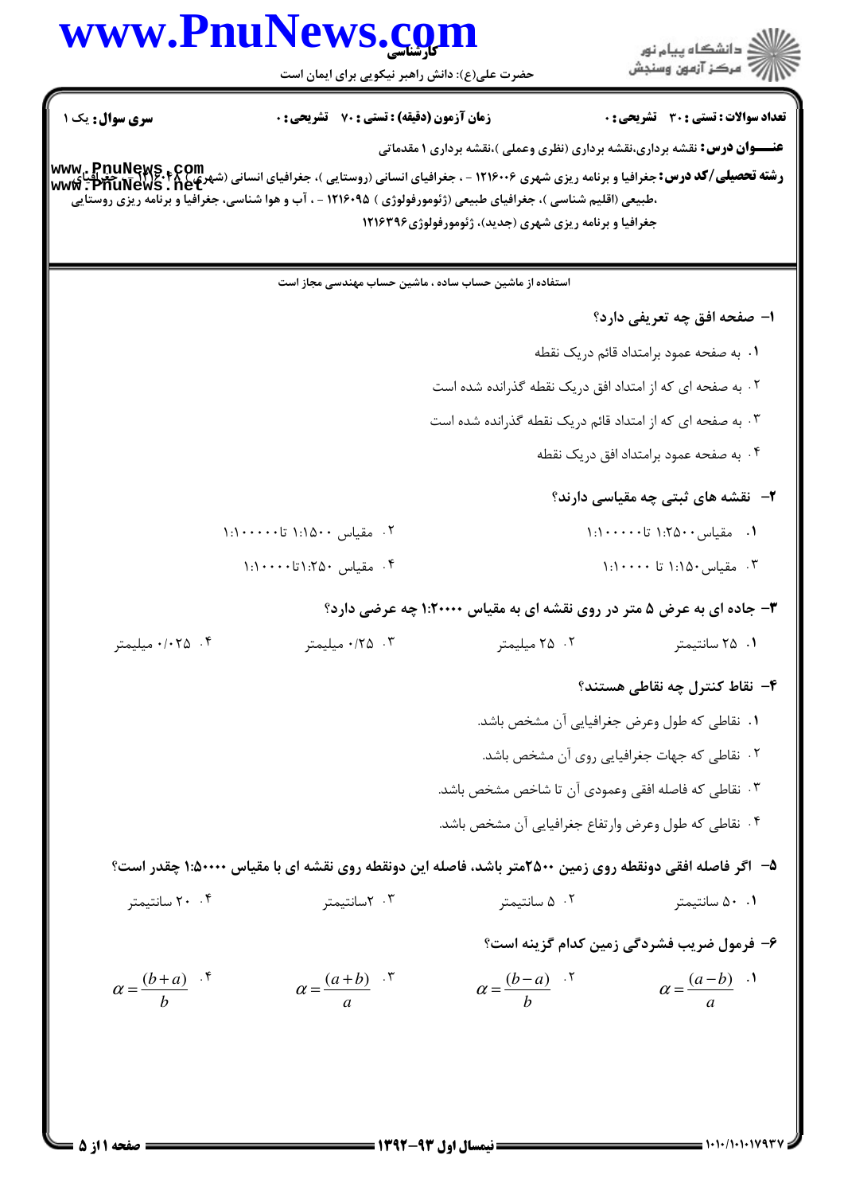**سری سوال:** یک ۱

**زمان آزمون (دقیقه) : تستی : ۷۰ تشریحی : ۰**

**تعداد سوالات : تستی : ۳۰ تشریحی : ۰**

**عنـــوان درس:** نقشه برداری،نقشه برداری (نظری وعملی )،نقشه برداری ۱ مقدماتی

**رشته تحصیلی/کد درس:** جغرافیا و برنامه ریزی شهری ۱۲۱۶۰۰۶ - ، جغرافیای انسانی (روستایی )، جغرافیای انسانی (شهری ) ۱۲۱۶۰۴۸ - ، جغرافیای طبیعی (اقلیم شناسی )، جغرافیای طبیعی (ژئومورفولوژی ) ۱۲۱۶۰۹۵ - ، آب و هوا شناسی، جغرافیا و برنامه ریزی روستایی جغرافیا و برنامه ریزی شهری (جدید)، ژئومورفولوژی۱۲۱۶۳۹۶

استفاده از ماشین حساب ساده ، ماشین حساب مهندسی مجاز است

**۱- صفحه افق چه تعریفی دارد؟**

۱. به صفحه عمود برامتداد قائم دریک نقطه

۲. به صفحه ای که از امتداد افق دریک نقطه گذرانده شده است

۳. به صفحه ای که از امتداد قائم دریک نقطه گذرانده شده است

۴. به صفحه عمود برامتداد افق دریک نقطه

**۲- نقشه های ثبتی چه مقیاسی دارند؟**

۱. مقیاس ۱:۲۵۰۰ تا ۱:۱۰۰۰۰۰

۲. مقیاس ۱:۱۵۰۰ تا ۱:۱۰۰۰۰۰

۳. مقیاس ۱:۱۵۰ تا ۱:۱۰۰۰۰

۴. مقیاس ۱:۲۵۰ تا ۱:۱۰۰۰۰۰

**۳- جاده ای به عرض ۵ متر در روی نقشه ای به مقیاس ۱:۲۰۰۰۰ چه عرضی دارد؟**

۱. ۲۵ سانتیمتر

۲. ۲۵ میلیمتر

۳. ۰/۲۵ میلیمتر

۴. ۰/۰۲۵ میلیمتر

**۴- نقاط کنترل چه نقاطی هستند؟**

۱. نقاطی که طول وعرض جغرافیایی آن مشخص باشد.

۲. نقاطی که جهات جغرافیایی روی آن مشخص باشد.

۳. نقاطی که فاصله افقی وعمودی آن تا شاخص مشخص باشد.

۴. نقاطی که طول وعرض وارتفاع جغرافیایی آن مشخص باشد.

**۵- اگر فاصله افقی دونقطه روی زمین ۲۵۰۰متر باشد، فاصله این دونقطه روی نقشه ای با مقیاس ۱:۵۰۰۰۰ چقدر است؟**

۱. ۵۰ سانتیمتر

۲. ۵ سانتیمتر

۳. ۲سانتیمتر

۴. ۲۰ سانتیمتر

**۶- فرمول ضریب فشردگی زمین کدام گزینه است؟**

۱. $\alpha = \frac{(a-b)}{a}$

۲. $\alpha = \frac{(b-a)}{b}$

۳. $\alpha = \frac{(a+b)}{a}$

۴. $\alpha = \frac{(b+a)}{b}$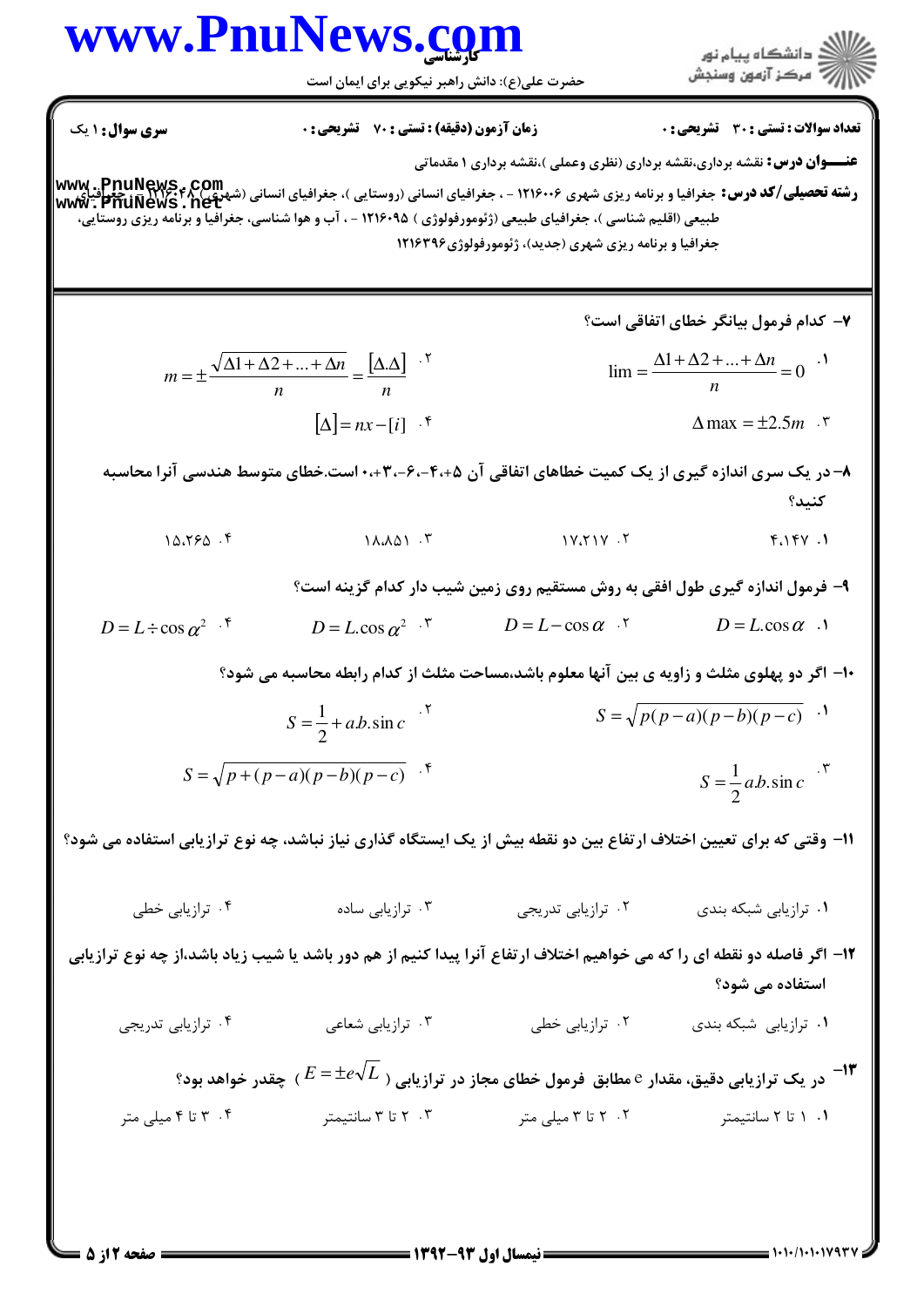**تعداد سوالات : تستی : ۳۰ تشریحی : ۰** | **زمان آزمون (دقیقه) : تستی : ۷۰ تشریحی : ۰** | **سری سوال : ۱ یک**

**عنـــوان درس:** نقشه برداری،نقشه برداری (نظری وعملی )،نقشه برداری ۱ مقدماتی

**رشته تحصیلی/کد درس:** جغرافیا و برنامه ریزی شهری ۱۲۱۶۰۰۶ - ، جغرافیای انسانی (روستایی )، جغرافیای انسانی (شهری ) ۱۲۱۶۰۴۸ - ، جغرافیای طبیعی (اقلیم شناسی )، جغرافیای طبیعی (ژئومورفولوژی ) ۱۲۱۶۰۹۵ - ، آب و هوا شناسی، جغرافیا و برنامه ریزی روستایی، جغرافیا و برنامه ریزی شهری (جدید)، ژئومورفولوژی۱۲۱۶۳۹۶

---

۷- کدام فرمول بیانگر خطای اتفاقی است؟

۱. $\lim = \frac{\Delta 1 + \Delta 2 + ... + \Delta n}{n} = 0$

۲. $m = \pm \frac{\sqrt{\Delta 1 + \Delta 2 + ... + \Delta n}}{n} = \frac{[\Delta.\Delta]}{n}$

۳. $\Delta \max = \pm 2.5m$

۴. $[\Delta] = nx - [i]$

۸- در یک سری اندازه گیری از یک کمیت خطاهای اتفاقی آن ۵+،۴-،۶-،۳+،۰ است.خطای متوسط هندسی آنرا محاسبه کنید؟

۱. ۴.۱۴۷

۲. ۱۷.۲۱۷

۳. ۱۸.۸۵۱

۴. ۱۵.۲۶۵

۹- فرمول اندازه گیری طول افقی به روش مستقیم روی زمین شیب دار کدام گزینه است؟

۱. $D = L.\cos\alpha$

۲. $D = L - \cos\alpha$

۳. $D = L.\cos\alpha^2$

۴. $D = L \div \cos\alpha^2$

۱۰- اگر دو پهلوی مثلث و زاویه ی بین آنها معلوم باشد،مساحت مثلث از کدام رابطه محاسبه می شود؟

۱. $S = \sqrt{p(p-a)(p-b)(p-c)}$

۲. $S = \frac{1}{2} + a.b.\sin c$

۳. $S = \frac{1}{2} a.b.\sin c$

۴. $S = \sqrt{p + (p-a)(p-b)(p-c)}$

۱۱- وقتی که برای تعیین اختلاف ارتفاع بین دو نقطه بیش از یک ایستگاه گذاری نیاز نباشد، چه نوع ترازیابی استفاده می شود؟

۱. ترازیابی شبکه بندی

۲. ترازیابی تدریجی

۳. ترازیابی ساده

۴. ترازیابی خطی

۱۲- اگر فاصله دو نقطه ای را که می خواهیم اختلاف ارتفاع آنرا پیدا کنیم از هم دور باشد یا شیب زیاد باشد،از چه نوع ترازیابی استفاده می شود؟

۱. ترازیابی شبکه بندی

۲. ترازیابی خطی

۳. ترازیابی شعاعی

۴. ترازیابی تدریجی

۱۳- در یک ترازیابی دقیق، مقدار e مطابق فرمول خطای مجاز در ترازیابی ( $E = \pm e\sqrt{L}$ ) چقدر خواهد بود؟

۱. ۱ تا ۲ سانتیمتر

۲. ۲ تا ۳ میلی متر

۳. ۲ تا ۳ سانتیمتر

۴. ۳ تا ۴ میلی متر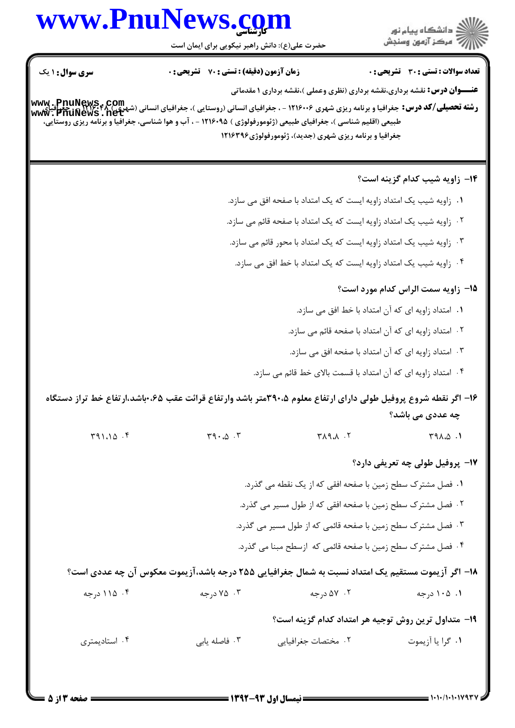**سری سوال:** ۱ یک | **زمان آزمون (دقیقه) : تستی :** ۷۰ **تشریحی :** ۰ | **تعداد سوالات : تستی :** ۳۰ **تشریحی :** ۰

**عنـــوان درس:** نقشه برداری،نقشه برداری (نظری وعملی )،نقشه برداری ۱ مقدماتی

**رشته تحصیلی/کد درس:** جغرافیا و برنامه ریزی شهری ۱۲۱۶۰۰۶ - ، جغرافیای انسانی (روستایی )، جغرافیای انسانی (شهری) ۱۲۱۶۰۴۸ - ، جغرافیای طبیعی (اقلیم شناسی )، جغرافیای طبیعی (ژئومورفولوژی ) ۱۲۱۶۰۹۵ - ، آب و هوا شناسی، جغرافیا و برنامه ریزی روستایی، جغرافیا و برنامه ریزی شهری (جدید)، ژئومورفولوژی۱۲۱۶۳۹۶

**۱۴- زاویه شیب کدام گزینه است؟**

۱. زاویه شیب یک امتداد زاویه ایست که یک امتداد با صفحه افق می سازد.

۲. زاویه شیب یک امتداد زاویه ایست که یک امتداد با صفحه قائم می سازد.

۳. زاویه شیب یک امتداد زاویه ایست که یک امتداد با محور قائم می سازد.

۴. زاویه شیب یک امتداد زاویه ایست که یک امتداد با خط افق می سازد.

**۱۵- زاویه سمت الراس کدام مورد است؟**

۱. امتداد زاویه ای که آن امتداد با خط افق می سازد.

۲. امتداد زاویه ای که آن امتداد با صفحه قائم می سازد.

۳. امتداد زاویه ای که آن امتداد با صفحه افق می سازد.

۴. امتداد زاویه ای که آن امتداد با قسمت بالای خط قائم می سازد.

**۱۶- اگر نقطه شروع پروفیل طولی دارای ارتفاع معلوم ۳۹۰.۵متر باشد وارتفاع قرائت عقب ۰.۶۵باشد،ارتفاع خط تراز دستگاه چه عددی می باشد؟**

۱. ۳۹۸.۵ &nbsp;&nbsp;&nbsp;&nbsp; ۲. ۳۸۹.۸ &nbsp;&nbsp;&nbsp;&nbsp; ۳. ۳۹۰.۵ &nbsp;&nbsp;&nbsp;&nbsp; ۴. ۳۹۱.۱۵

**۱۷- پروفیل طولی چه تعریفی دارد؟**

۱. فصل مشترک سطح زمین با صفحه افقی که از یک نقطه می گذرد.

۲. فصل مشترک سطح زمین با صفحه افقی که از طول مسیر می گذرد.

۳. فصل مشترک سطح زمین با صفحه قائمی که از طول مسیر می گذرد.

۴. فصل مشترک سطح زمین با صفحه قائمی که ازسطح مبنا می گذرد.

**۱۸- اگر آزیموت مستقیم یک امتداد نسبت به شمال جغرافیایی ۲۵۵ درجه باشد،آزیموت معکوس آن چه عددی است؟**

۱. ۱۰۵ درجه &nbsp;&nbsp;&nbsp;&nbsp; ۲. ۵۷ درجه &nbsp;&nbsp;&nbsp;&nbsp; ۳. ۷۵ درجه &nbsp;&nbsp;&nbsp;&nbsp; ۴. ۱۱۵ درجه

**۱۹- متداول ترین روش توجیه هر امتداد کدام گزینه است؟**

۱. گرا یا آزیموت &nbsp;&nbsp;&nbsp;&nbsp; ۲. مختصات جغرافیایی &nbsp;&nbsp;&nbsp;&nbsp; ۳. فاصله یابی &nbsp;&nbsp;&nbsp;&nbsp; ۴. استادیمتری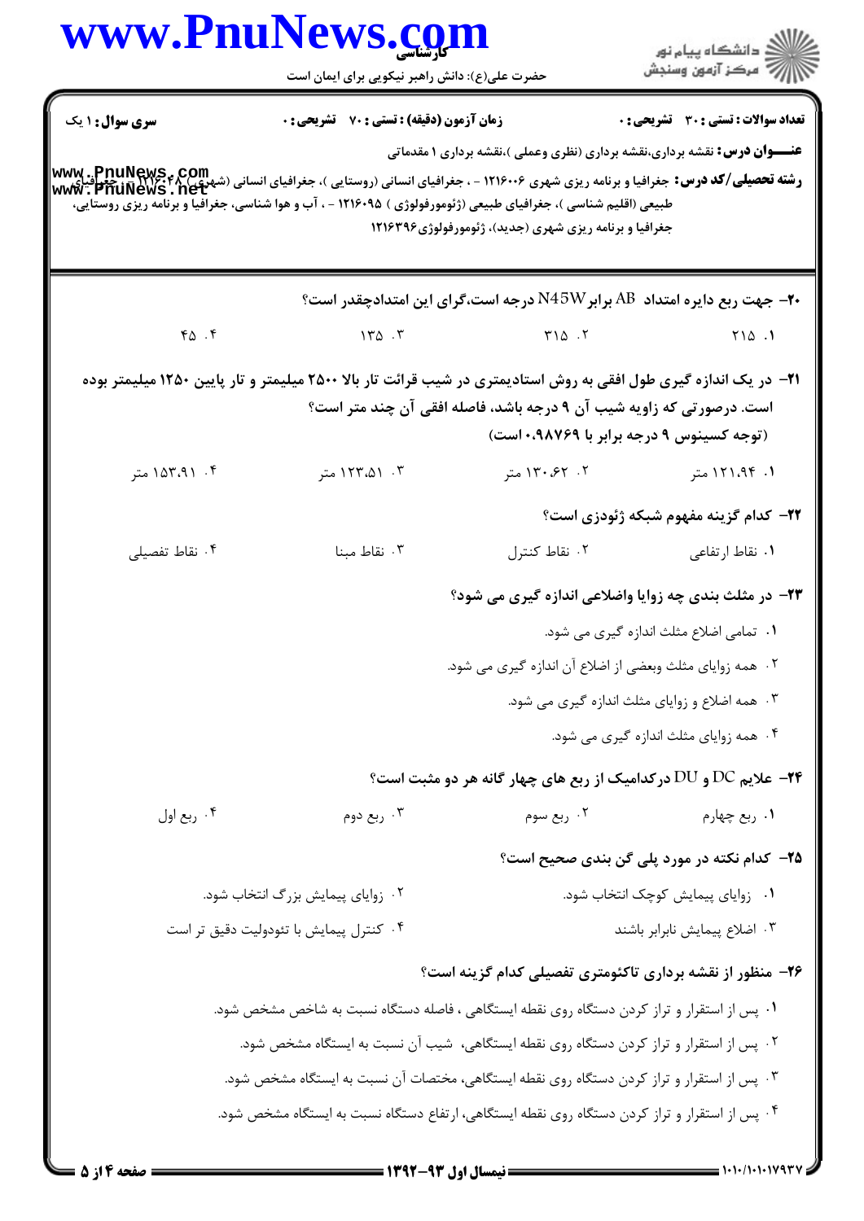**سری سؤال:** ۱ یک

**زمان آزمون (دقیقه) : تستی : ۷۰ تشریحی : ۰**

**تعداد سوالات : تستی : ۳۰ تشریحی : ۰**

**عنـــوان درس:** نقشه برداری،نقشه برداری (نظری وعملی )،نقشه برداری ۱ مقدماتی

**رشته تحصیلی/کد درس:** جغرافیا و برنامه ریزی شهری ۱۲۱۶۰۰۶ - ، جغرافیای انسانی (روستایی )، جغرافیای انسانی (شهری ) ۱۲۱۶۰۴۸ - ، جغرافیای طبیعی (اقلیم شناسی )، جغرافیای طبیعی (ژئومورفولوژی ) ۱۲۱۶۰۹۵ - ، آب و هوا شناسی، جغرافیا و برنامه ریزی روستایی، جغرافیا و برنامه ریزی شهری (جدید)، ژئومورفولوژی۱۲۱۶۳۹۶

۲۰- جهت ربع دایره امتداد AB برابر N45W درجه است،گرای این امتدادچقدر است؟

۱. ۲۱۵  ۲. ۳۱۵  ۳. ۱۳۵  ۴. ۴۵

۲۱- در یک اندازه گیری طول افقی به روش استادیمتری در شیب قرائت تار بالا ۲۵۰۰ میلیمتر و تار پایین ۱۲۵۰ میلیمتر بوده است. درصورتی که زاویه شیب آن ۹ درجه باشد، فاصله افقی آن چند متر است؟
(توجه کسینوس ۹ درجه برابر با ۰.۹۸۷۶۹ است)

۱. ۱۲۱.۹۴ متر  ۲. ۱۳۰.۶۲ متر  ۳. ۱۲۳.۵۱ متر  ۴. ۱۵۳.۹۱ متر

۲۲- کدام گزینه مفهوم شبکه ژئودزی است؟

۱. نقاط ارتفاعی  ۲. نقاط کنترل  ۳. نقاط مبنا  ۴. نقاط تفصیلی

۲۳- در مثلث بندی چه زوایا واضلاعی اندازه گیری می شود؟

۱. تمامی اضلاع مثلث اندازه گیری می شود.
۲. همه زوایای مثلث وبعضی از اضلاع آن اندازه گیری می شود.
۳. همه اضلاع و زوایای مثلث اندازه گیری می شود.
۴. همه زوایای مثلث اندازه گیری می شود.

۲۴- علایم DC و DU درکدامیک از ربع های چهار گانه هر دو مثبت است؟

۱. ربع چهارم  ۲. ربع سوم  ۳. ربع دوم  ۴. ربع اول

۲۵- کدام نکته در مورد پلی گن بندی صحیح است؟

۱. زوایای پیمایش کوچک انتخاب شود.
۲. زوایای پیمایش بزرگ انتخاب شود.
۳. اضلاع پیمایش نابرابر باشند
۴. کنترل پیمایش با تئودولیت دقیق تر است

۲۶- منظور از نقشه برداری تاکئومتری تفصیلی کدام گزینه است؟

۱. پس از استقرار و تراز کردن دستگاه روی نقطه ایستگاهی ، فاصله دستگاه نسبت به شاخص مشخص شود.
۲. پس از استقرار و تراز کردن دستگاه روی نقطه ایستگاهی، شیب آن نسبت به ایستگاه مشخص شود.
۳. پس از استقرار و تراز کردن دستگاه روی نقطه ایستگاهی، مختصات آن نسبت به ایستگاه مشخص شود.
۴. پس از استقرار و تراز کردن دستگاه روی نقطه ایستگاهی، ارتفاع دستگاه نسبت به ایستگاه مشخص شود.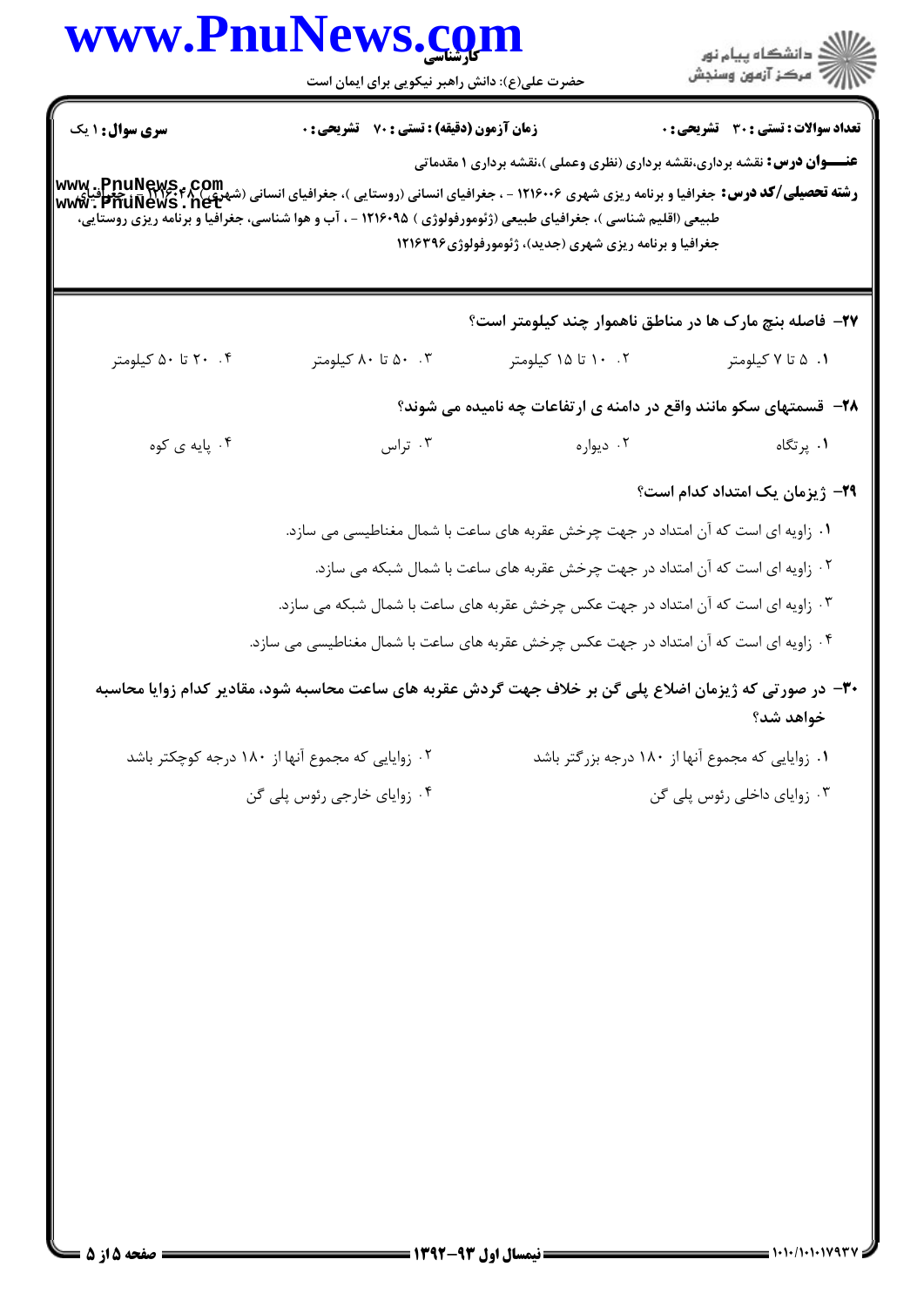**سری سوال:** ۱ یک | **زمان آزمون (دقیقه) : تستی :** ۷۰ **تشریحی :** ۰ | **تعداد سوالات : تستی :** ۳۰ **تشریحی :** ۰

**عنـــوان درس:** نقشه برداری،نقشه برداری (نظری وعملی )،نقشه برداری ۱ مقدماتی

**رشته تحصیلی/کد درس:** جغرافیا و برنامه ریزی شهری ۱۲۱۶۰۰۶ - ، جغرافیای انسانی (روستایی )، جغرافیای انسانی (شهری ) ۱۲۱۶۰۴۸ - ، جغرافیای طبیعی (اقلیم شناسی )، جغرافیای طبیعی (ژئومورفولوژی ) ۱۲۱۶۰۹۵ - ، آب و هوا شناسی، جغرافیا و برنامه ریزی روستایی، جغرافیا و برنامه ریزی شهری (جدید)، ژئومورفولوژی۱۲۱۶۳۹۶

**۲۷- فاصله بنچ مارک ها در مناطق ناهموار چند کیلومتر است؟**

۱. ۵ تا ۷ کیلومتر

۲. ۱۰ تا ۱۵ کیلومتر

۳. ۵۰ تا ۸۰ کیلومتر

۴. ۲۰ تا ۵۰ کیلومتر

**۲۸- قسمتهای سکو مانند واقع در دامنه ی ارتفاعات چه نامیده می شوند؟**

۱. پرتگاه

۲. دیواره

۳. تراس

۴. پایه ی کوه

**۲۹- ژیزمان یک امتداد کدام است؟**

۱. زاویه ای است که آن امتداد در جهت چرخش عقربه های ساعت با شمال مغناطیسی می سازد.

۲. زاویه ای است که آن امتداد در جهت چرخش عقربه های ساعت با شمال شبکه می سازد.

۳. زاویه ای است که آن امتداد در جهت عکس چرخش عقربه های ساعت با شمال شبکه می سازد.

۴. زاویه ای است که آن امتداد در جهت عکس چرخش عقربه های ساعت با شمال مغناطیسی می سازد.

**۳۰- در صورتی که ژیزمان اضلاع پلی گن بر خلاف جهت گردش عقربه های ساعت محاسبه شود، مقادیر کدام زوایا محاسبه خواهد شد؟**

۱. زوایایی که مجموع آنها از ۱۸۰ درجه بزرگتر باشد

۲. زوایایی که مجموع آنها از ۱۸۰ درجه کوچکتر باشد

۳. زوایای داخلی رئوس پلی گن

۴. زوایای خارجی رئوس پلی گن